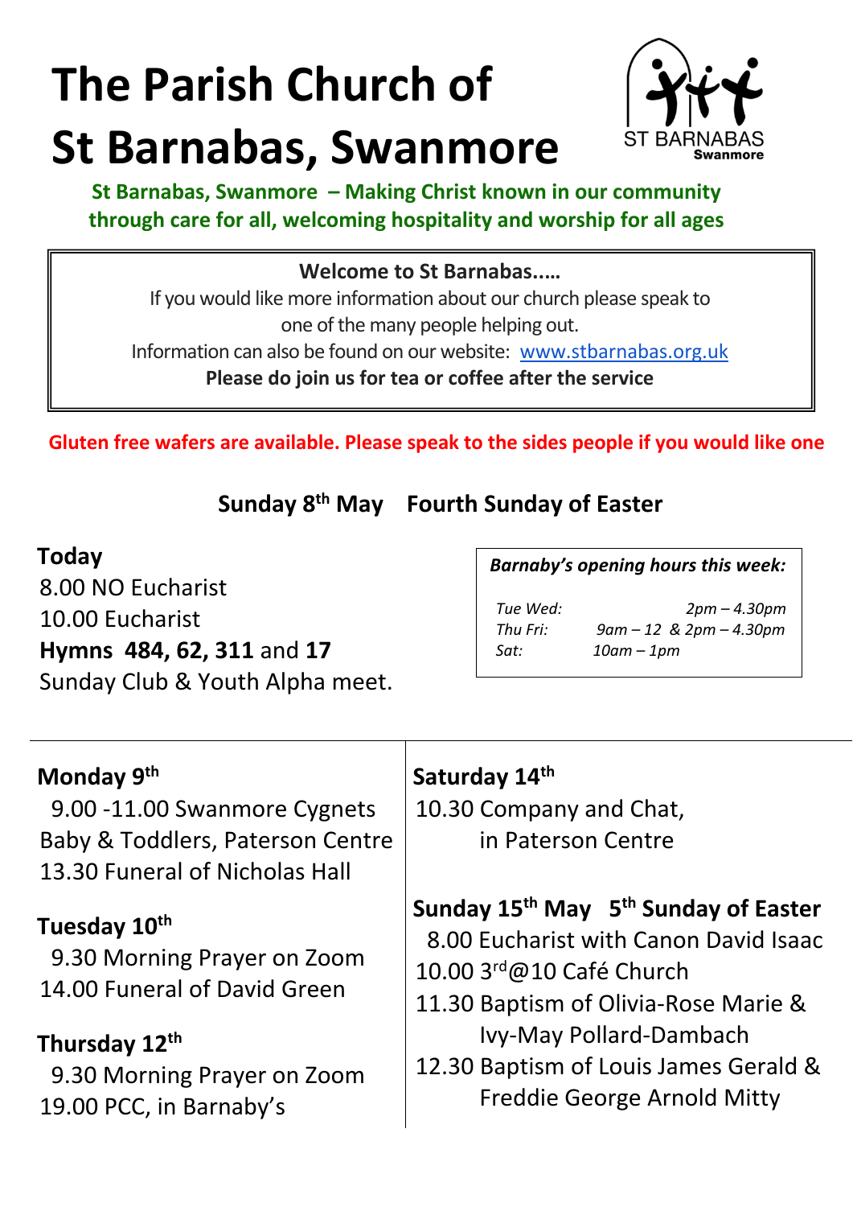# The Parish Church of St Barnabas, Swanmore

**St Barnabas, Swanmore – Making Christ known in our community through care for all, welcoming hospitality and worship for all ages**

**Welcome to St Barnabas.....**

If you would like more information about our church please speak to one of the many people helping out.

Information can also be found on our website: www.stbarnabas.org.uk

**Please do join us for tea or coffee after the service**

**Gluten free wafers are available. Please speak to the sides people if you would like one**

## Sunday 8th May Fourth Sunday of Easter

**Today**

8.00 NO Eucharist

10.00 Eucharist

**Hymns 484, 62, 311** and **17**

Sunday Club & Youth Alpha meet.

***Barnaby's opening hours this week:***

| | |
|---|---|
| *Tue Wed:* | *2pm – 4.30pm* |
| *Thu Fri:* | *9am – 12 & 2pm – 4.30pm* |
| *Sat:* | *10am – 1pm* |

**Monday 9th**

9.00 -11.00 Swanmore Cygnets Baby & Toddlers, Paterson Centre

13.30 Funeral of Nicholas Hall

**Tuesday 10th**

9.30 Morning Prayer on Zoom

14.00 Funeral of David Green

**Thursday 12th**

9.30 Morning Prayer on Zoom

19.00 PCC, in Barnaby's

**Saturday 14th**

10.30 Company and Chat, in Paterson Centre

**Sunday 15th May 5th Sunday of Easter**

8.00 Eucharist with Canon David Isaac

10.00 3rd@10 Café Church

11.30 Baptism of Olivia-Rose Marie & Ivy-May Pollard-Dambach

12.30 Baptism of Louis James Gerald & Freddie George Arnold Mitty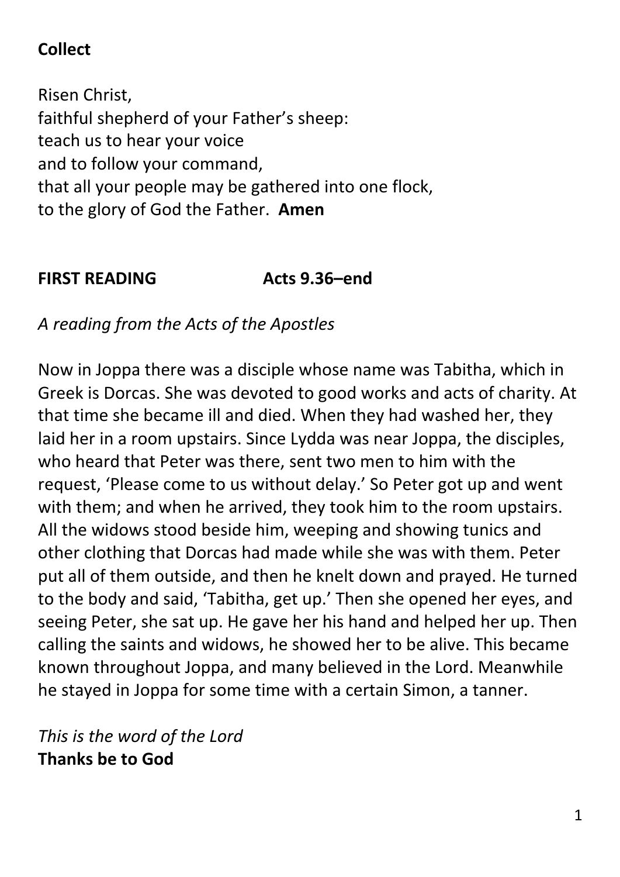**Collect**

Risen Christ,
faithful shepherd of your Father's sheep:
teach us to hear your voice
and to follow your command,
that all your people may be gathered into one flock,
to the glory of God the Father. **Amen**

**FIRST READING Acts 9.36–end**

*A reading from the Acts of the Apostles*

Now in Joppa there was a disciple whose name was Tabitha, which in Greek is Dorcas. She was devoted to good works and acts of charity. At that time she became ill and died. When they had washed her, they laid her in a room upstairs. Since Lydda was near Joppa, the disciples, who heard that Peter was there, sent two men to him with the request, 'Please come to us without delay.' So Peter got up and went with them; and when he arrived, they took him to the room upstairs. All the widows stood beside him, weeping and showing tunics and other clothing that Dorcas had made while she was with them. Peter put all of them outside, and then he knelt down and prayed. He turned to the body and said, 'Tabitha, get up.' Then she opened her eyes, and seeing Peter, she sat up. He gave her his hand and helped her up. Then calling the saints and widows, he showed her to be alive. This became known throughout Joppa, and many believed in the Lord. Meanwhile he stayed in Joppa for some time with a certain Simon, a tanner.

*This is the word of the Lord*
**Thanks be to God**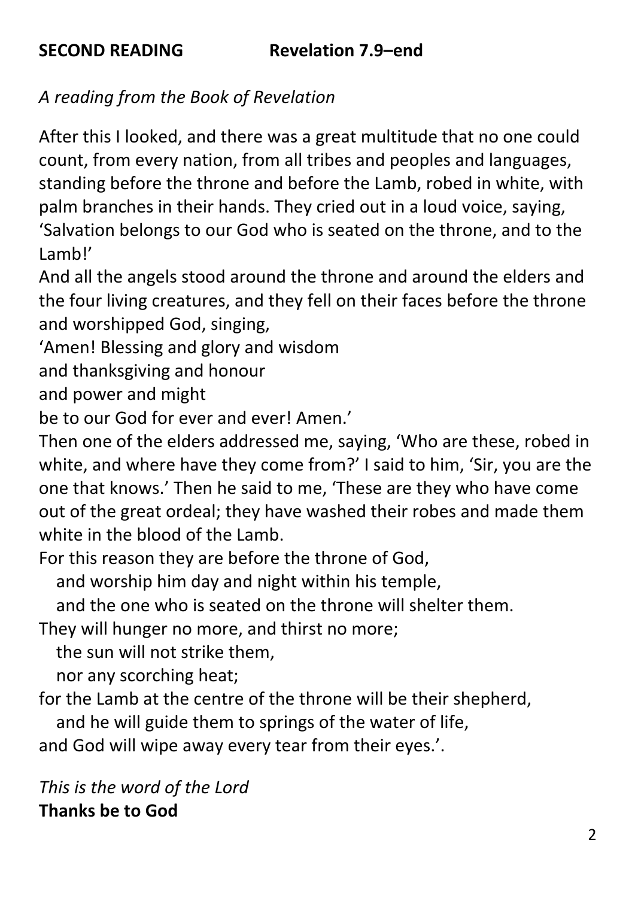**SECOND READING Revelation 7.9–end**

*A reading from the Book of Revelation*

After this I looked, and there was a great multitude that no one could count, from every nation, from all tribes and peoples and languages, standing before the throne and before the Lamb, robed in white, with palm branches in their hands. They cried out in a loud voice, saying, 'Salvation belongs to our God who is seated on the throne, and to the Lamb!'
And all the angels stood around the throne and around the elders and the four living creatures, and they fell on their faces before the throne and worshipped God, singing,
'Amen! Blessing and glory and wisdom
and thanksgiving and honour
and power and might
be to our God for ever and ever! Amen.'
Then one of the elders addressed me, saying, 'Who are these, robed in white, and where have they come from?' I said to him, 'Sir, you are the one that knows.' Then he said to me, 'These are they who have come out of the great ordeal; they have washed their robes and made them white in the blood of the Lamb.
For this reason they are before the throne of God,
   and worship him day and night within his temple,
   and the one who is seated on the throne will shelter them.
They will hunger no more, and thirst no more;
   the sun will not strike them,
   nor any scorching heat;
for the Lamb at the centre of the throne will be their shepherd,
   and he will guide them to springs of the water of life,
and God will wipe away every tear from their eyes.'.

*This is the word of the Lord*
**Thanks be to God**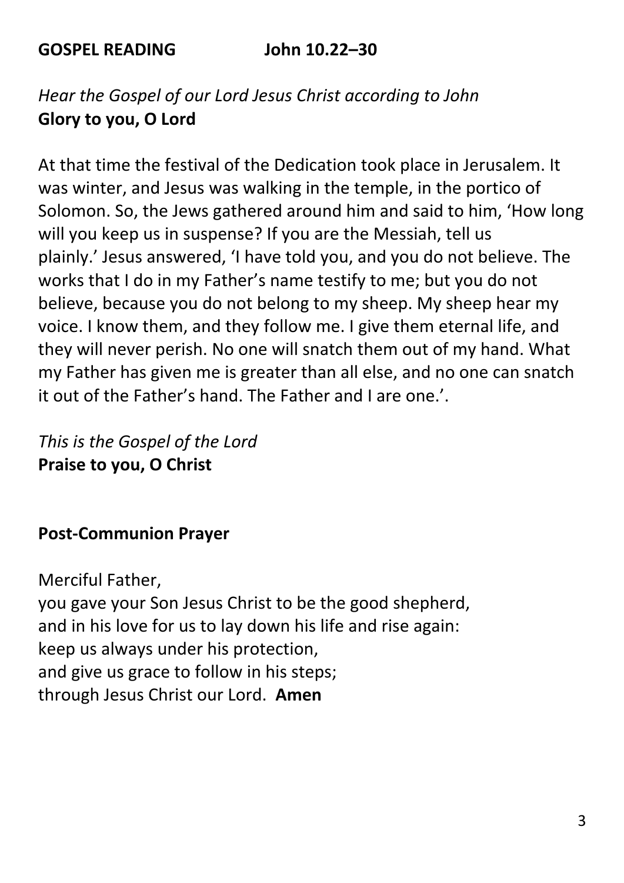## GOSPEL READING John 10.22–30

*Hear the Gospel of our Lord Jesus Christ according to John*
**Glory to you, O Lord**

At that time the festival of the Dedication took place in Jerusalem. It was winter, and Jesus was walking in the temple, in the portico of Solomon. So, the Jews gathered around him and said to him, 'How long will you keep us in suspense? If you are the Messiah, tell us plainly.' Jesus answered, 'I have told you, and you do not believe. The works that I do in my Father's name testify to me; but you do not believe, because you do not belong to my sheep. My sheep hear my voice. I know them, and they follow me. I give them eternal life, and they will never perish. No one will snatch them out of my hand. What my Father has given me is greater than all else, and no one can snatch it out of the Father's hand. The Father and I are one.'.

*This is the Gospel of the Lord*
**Praise to you, O Christ**

## Post-Communion Prayer

Merciful Father,
you gave your Son Jesus Christ to be the good shepherd,
and in his love for us to lay down his life and rise again:
keep us always under his protection,
and give us grace to follow in his steps;
through Jesus Christ our Lord. **Amen**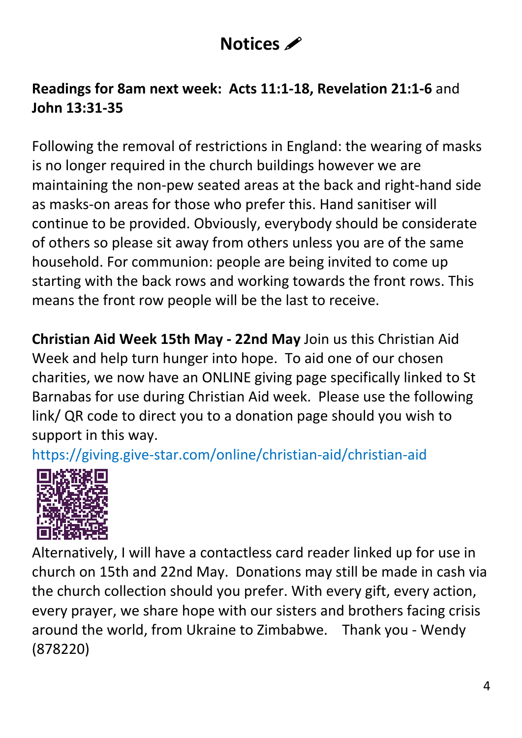# Notices ✏

**Readings for 8am next week: Acts 11:1-18, Revelation 21:1-6** and **John 13:31-35**

Following the removal of restrictions in England: the wearing of masks is no longer required in the church buildings however we are maintaining the non-pew seated areas at the back and right-hand side as masks-on areas for those who prefer this. Hand sanitiser will continue to be provided. Obviously, everybody should be considerate of others so please sit away from others unless you are of the same household. For communion: people are being invited to come up starting with the back rows and working towards the front rows. This means the front row people will be the last to receive.

**Christian Aid Week 15th May - 22nd May** Join us this Christian Aid Week and help turn hunger into hope. To aid one of our chosen charities, we now have an ONLINE giving page specifically linked to St Barnabas for use during Christian Aid week. Please use the following link/ QR code to direct you to a donation page should you wish to support in this way.

https://giving.give-star.com/online/christian-aid/christian-aid

Alternatively, I will have a contactless card reader linked up for use in church on 15th and 22nd May. Donations may still be made in cash via the church collection should you prefer. With every gift, every action, every prayer, we share hope with our sisters and brothers facing crisis around the world, from Ukraine to Zimbabwe. Thank you - Wendy (878220)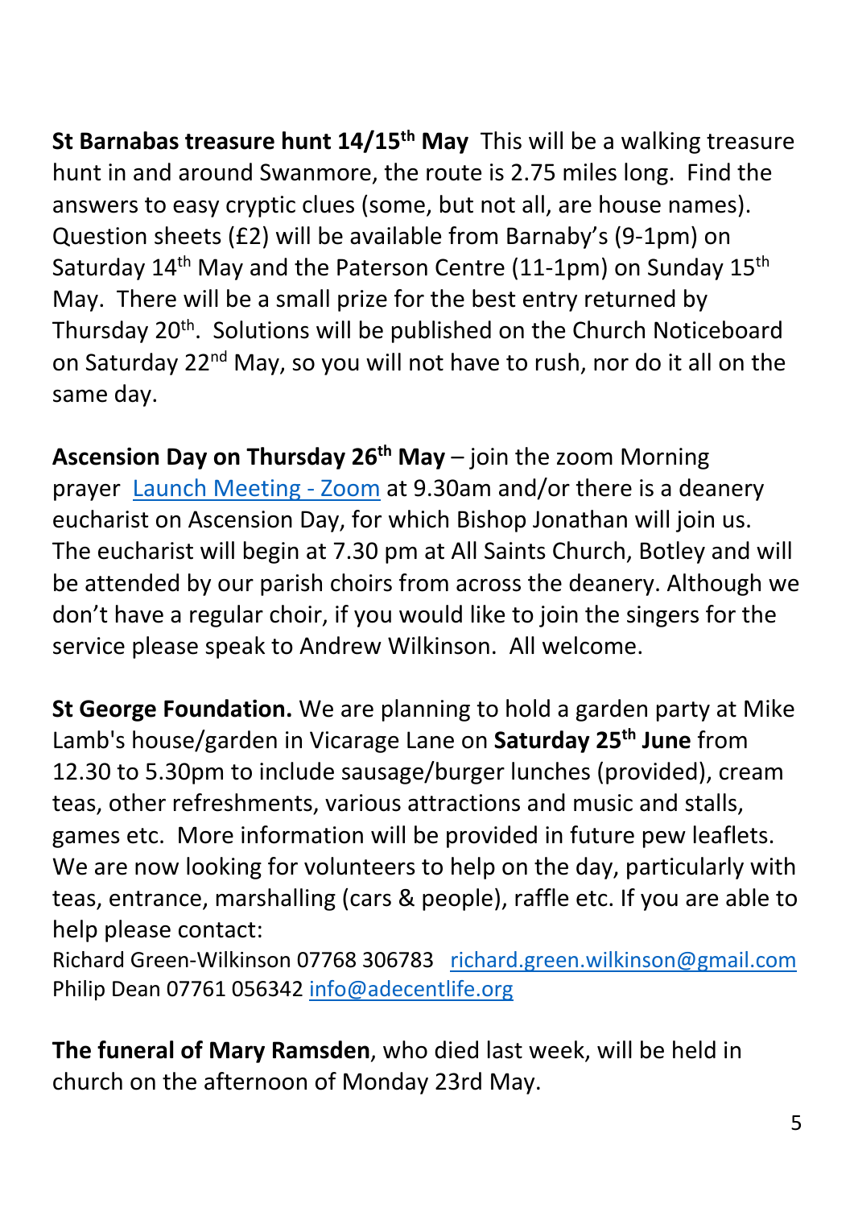**St Barnabas treasure hunt 14/15th May** This will be a walking treasure hunt in and around Swanmore, the route is 2.75 miles long. Find the answers to easy cryptic clues (some, but not all, are house names). Question sheets (£2) will be available from Barnaby's (9-1pm) on Saturday 14th May and the Paterson Centre (11-1pm) on Sunday 15th May. There will be a small prize for the best entry returned by Thursday 20th. Solutions will be published on the Church Noticeboard on Saturday 22nd May, so you will not have to rush, nor do it all on the same day.

**Ascension Day on Thursday 26th May** – join the zoom Morning prayer Launch Meeting - Zoom at 9.30am and/or there is a deanery eucharist on Ascension Day, for which Bishop Jonathan will join us. The eucharist will begin at 7.30 pm at All Saints Church, Botley and will be attended by our parish choirs from across the deanery. Although we don't have a regular choir, if you would like to join the singers for the service please speak to Andrew Wilkinson. All welcome.

**St George Foundation.** We are planning to hold a garden party at Mike Lamb's house/garden in Vicarage Lane on **Saturday 25th June** from 12.30 to 5.30pm to include sausage/burger lunches (provided), cream teas, other refreshments, various attractions and music and stalls, games etc. More information will be provided in future pew leaflets. We are now looking for volunteers to help on the day, particularly with teas, entrance, marshalling (cars & people), raffle etc. If you are able to help please contact:

Richard Green-Wilkinson 07768 306783 richard.green.wilkinson@gmail.com
Philip Dean 07761 056342 info@adecentlife.org

**The funeral of Mary Ramsden**, who died last week, will be held in church on the afternoon of Monday 23rd May.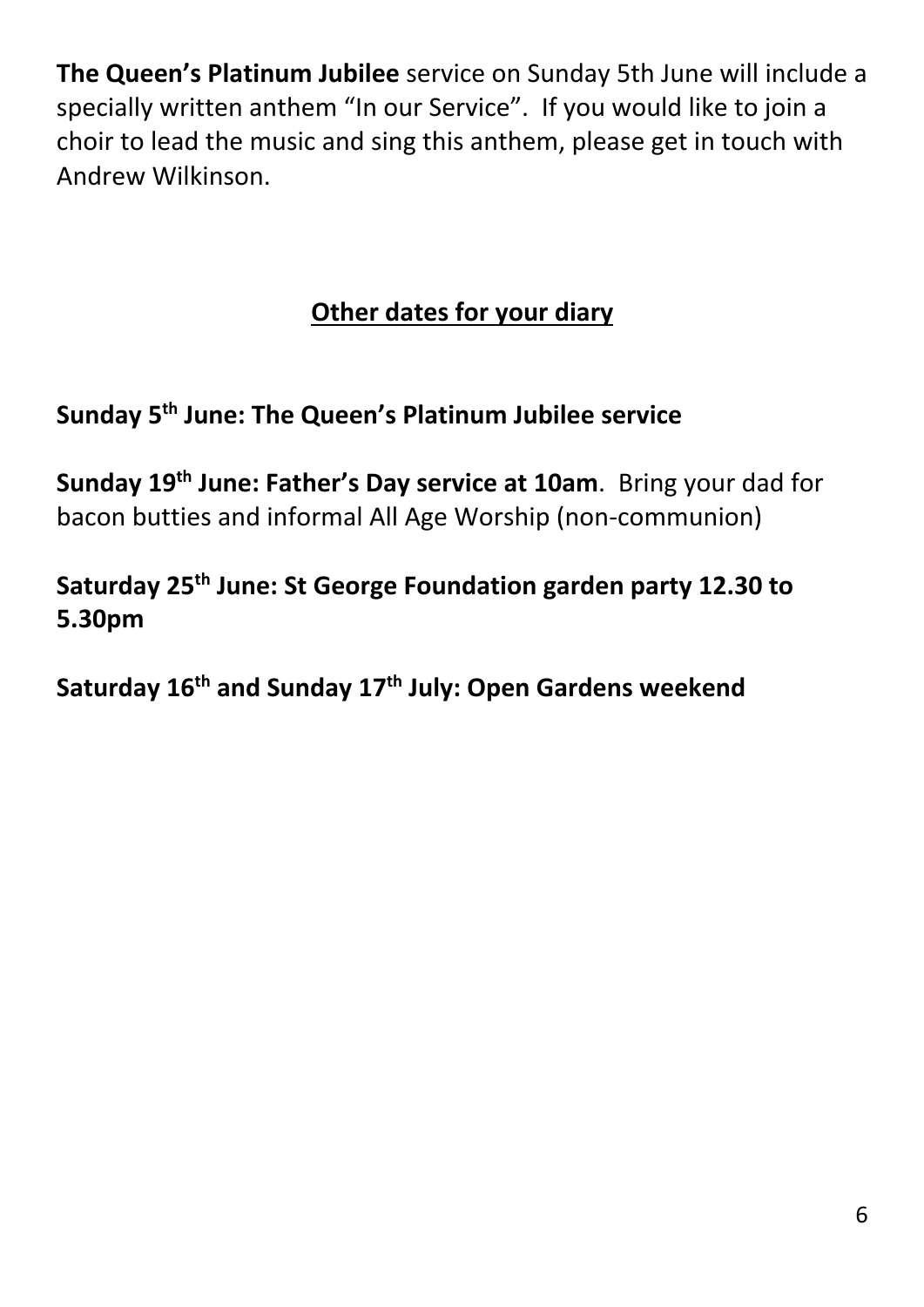**The Queen's Platinum Jubilee** service on Sunday 5th June will include a specially written anthem "In our Service". If you would like to join a choir to lead the music and sing this anthem, please get in touch with Andrew Wilkinson.

## Other dates for your diary

**Sunday 5th June: The Queen's Platinum Jubilee service**

**Sunday 19th June: Father's Day service at 10am**. Bring your dad for bacon butties and informal All Age Worship (non-communion)

**Saturday 25th June: St George Foundation garden party 12.30 to 5.30pm**

**Saturday 16th and Sunday 17th July: Open Gardens weekend**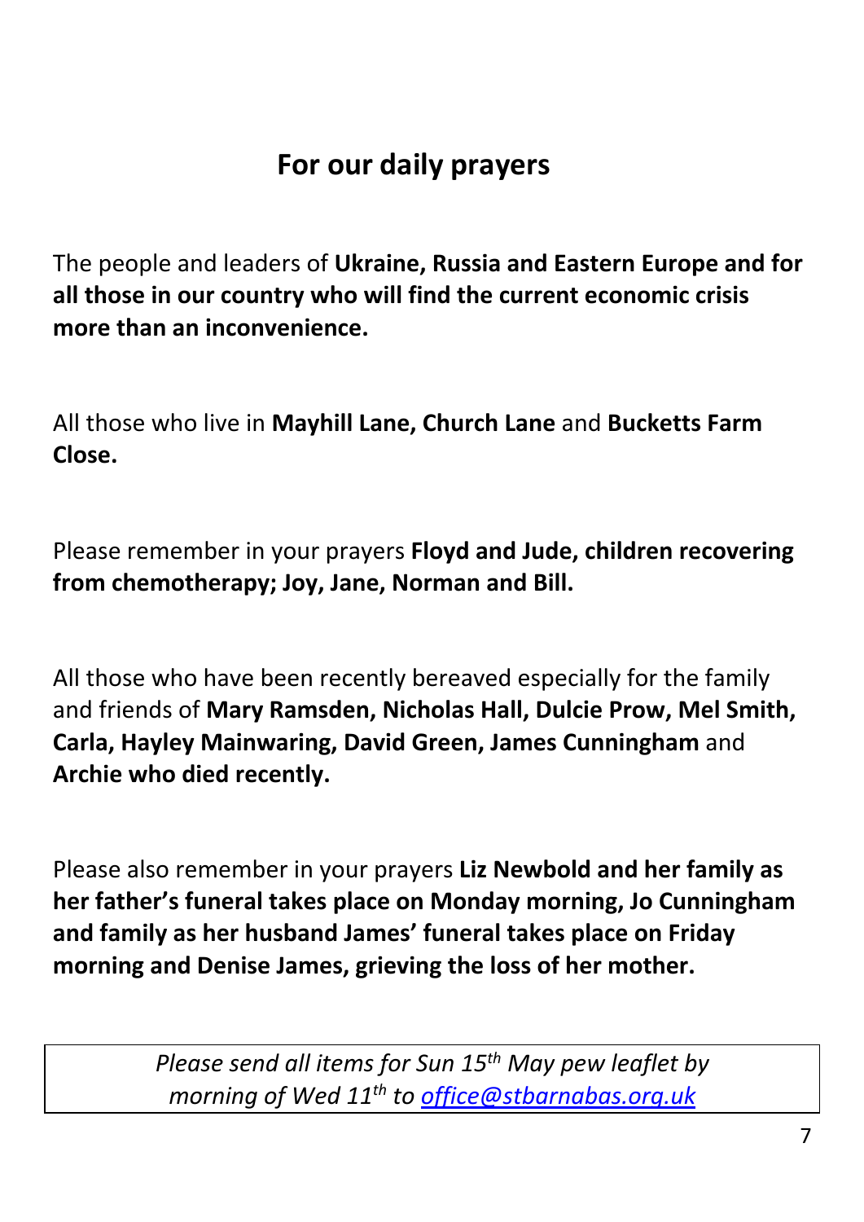## For our daily prayers

The people and leaders of **Ukraine, Russia and Eastern Europe and for all those in our country who will find the current economic crisis more than an inconvenience.**

All those who live in **Mayhill Lane, Church Lane** and **Bucketts Farm Close.**

Please remember in your prayers **Floyd and Jude, children recovering from chemotherapy; Joy, Jane, Norman and Bill.**

All those who have been recently bereaved especially for the family and friends of **Mary Ramsden, Nicholas Hall, Dulcie Prow, Mel Smith, Carla, Hayley Mainwaring, David Green, James Cunningham** and **Archie who died recently.**

Please also remember in your prayers **Liz Newbold and her family as her father's funeral takes place on Monday morning, Jo Cunningham and family as her husband James' funeral takes place on Friday morning and Denise James, grieving the loss of her mother.**

*Please send all items for Sun 15th May pew leaflet by morning of Wed 11th to [office@stbarnabas.org.uk](mailto:office@stbarnabas.org.uk)*